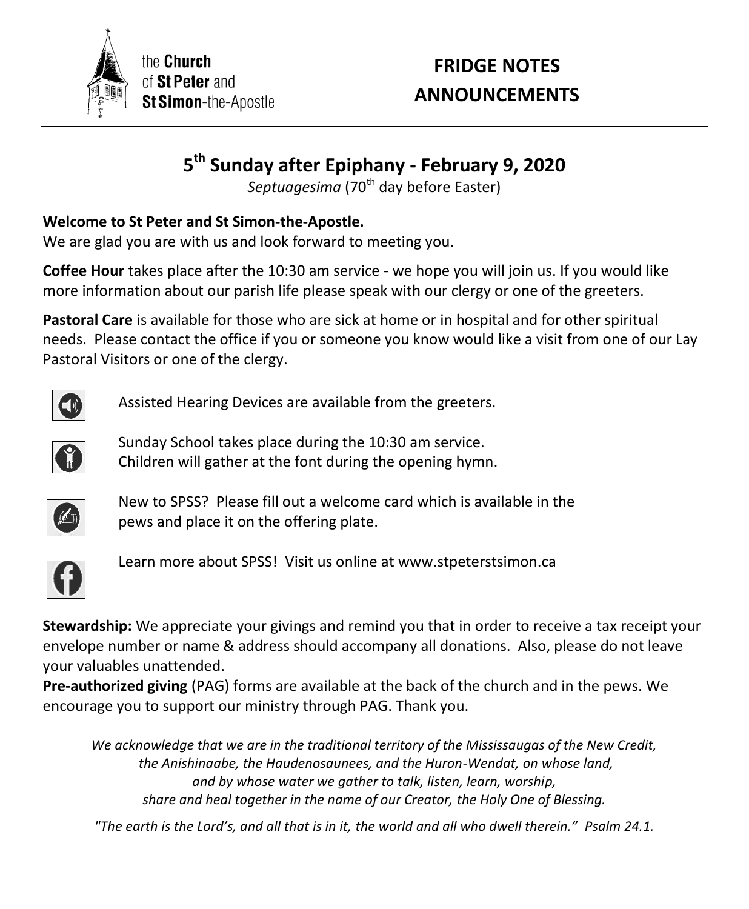the **Church** of **St Peter** and **St Simon**-the-Apostle

# FRIDGE NOTES ANNOUNCEMENTS

## 5th Sunday after Epiphany - February 9, 2020

*Septuagesima* (70th day before Easter)

**Welcome to St Peter and St Simon-the-Apostle.**
We are glad you are with us and look forward to meeting you.

**Coffee Hour** takes place after the 10:30 am service - we hope you will join us. If you would like more information about our parish life please speak with our clergy or one of the greeters.

**Pastoral Care** is available for those who are sick at home or in hospital and for other spiritual needs. Please contact the office if you or someone you know would like a visit from one of our Lay Pastoral Visitors or one of the clergy.

Assisted Hearing Devices are available from the greeters.

Sunday School takes place during the 10:30 am service.
Children will gather at the font during the opening hymn.

New to SPSS? Please fill out a welcome card which is available in the pews and place it on the offering plate.

Learn more about SPSS! Visit us online at www.stpeterstsimon.ca

**Stewardship:** We appreciate your givings and remind you that in order to receive a tax receipt your envelope number or name & address should accompany all donations. Also, please do not leave your valuables unattended.
**Pre-authorized giving** (PAG) forms are available at the back of the church and in the pews. We encourage you to support our ministry through PAG. Thank you.

*We acknowledge that we are in the traditional territory of the Mississaugas of the New Credit, the Anishinaabe, the Haudenosaunees, and the Huron-Wendat, on whose land, and by whose water we gather to talk, listen, learn, worship, share and heal together in the name of our Creator, the Holy One of Blessing.*

*"The earth is the Lord's, and all that is in it, the world and all who dwell therein." Psalm 24.1.*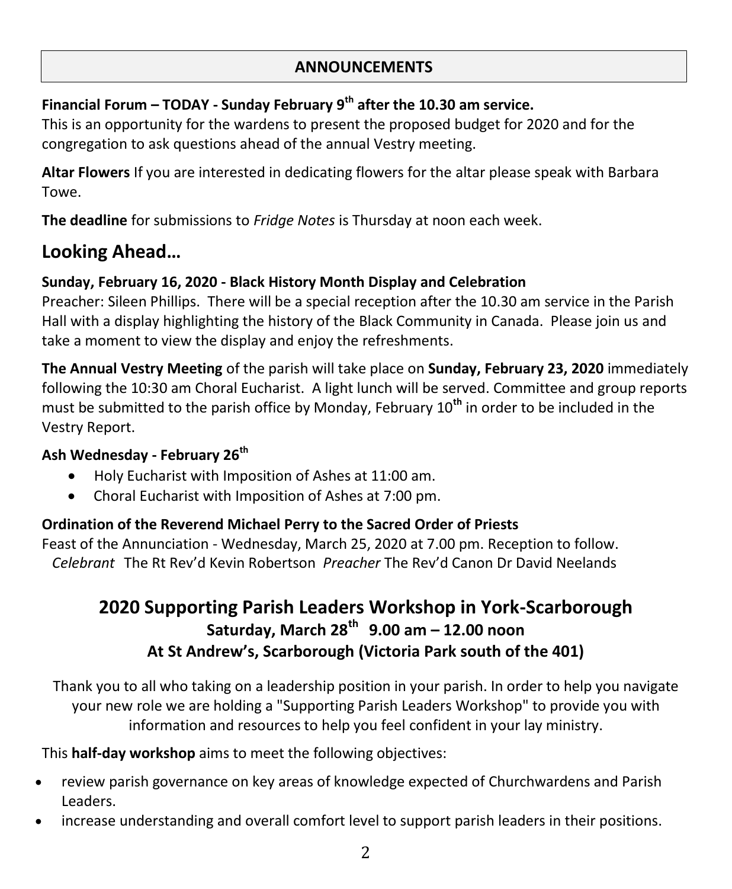## ANNOUNCEMENTS

**Financial Forum – TODAY - Sunday February 9th after the 10.30 am service.**
This is an opportunity for the wardens to present the proposed budget for 2020 and for the congregation to ask questions ahead of the annual Vestry meeting.

**Altar Flowers** If you are interested in dedicating flowers for the altar please speak with Barbara Towe.

**The deadline** for submissions to *Fridge Notes* is Thursday at noon each week.

## Looking Ahead…

**Sunday, February 16, 2020 - Black History Month Display and Celebration**
Preacher: Sileen Phillips. There will be a special reception after the 10.30 am service in the Parish Hall with a display highlighting the history of the Black Community in Canada. Please join us and take a moment to view the display and enjoy the refreshments.

**The Annual Vestry Meeting** of the parish will take place on **Sunday, February 23, 2020** immediately following the 10:30 am Choral Eucharist. A light lunch will be served. Committee and group reports must be submitted to the parish office by Monday, February 10th in order to be included in the Vestry Report.

**Ash Wednesday - February 26th**

- Holy Eucharist with Imposition of Ashes at 11:00 am.
- Choral Eucharist with Imposition of Ashes at 7:00 pm.

**Ordination of the Reverend Michael Perry to the Sacred Order of Priests**
Feast of the Annunciation - Wednesday, March 25, 2020 at 7.00 pm. Reception to follow.
*Celebrant* The Rt Rev'd Kevin Robertson *Preacher* The Rev'd Canon Dr David Neelands

## 2020 Supporting Parish Leaders Workshop in York-Scarborough

### Saturday, March 28th 9.00 am – 12.00 noon

### At St Andrew's, Scarborough (Victoria Park south of the 401)

Thank you to all who taking on a leadership position in your parish. In order to help you navigate your new role we are holding a "Supporting Parish Leaders Workshop" to provide you with information and resources to help you feel confident in your lay ministry.

This **half-day workshop** aims to meet the following objectives:

- review parish governance on key areas of knowledge expected of Churchwardens and Parish Leaders.
- increase understanding and overall comfort level to support parish leaders in their positions.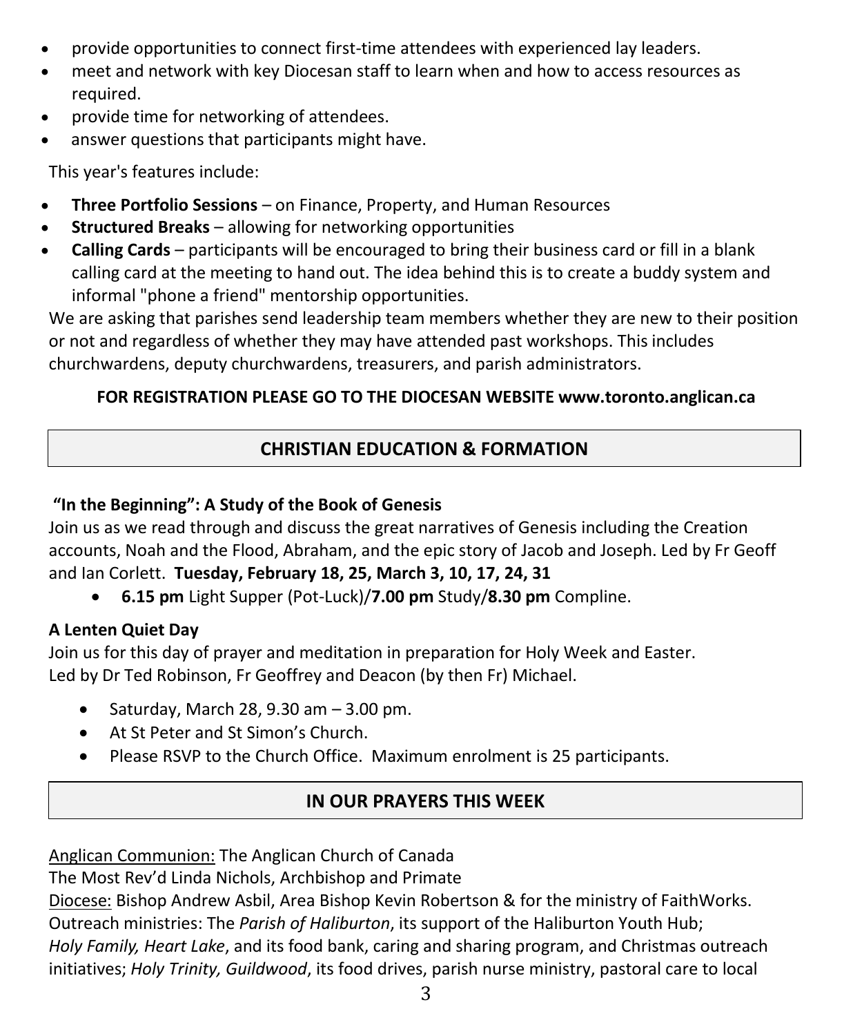- provide opportunities to connect first-time attendees with experienced lay leaders.
- meet and network with key Diocesan staff to learn when and how to access resources as required.
- provide time for networking of attendees.
- answer questions that participants might have.

This year's features include:

- **Three Portfolio Sessions** – on Finance, Property, and Human Resources
- **Structured Breaks** – allowing for networking opportunities
- **Calling Cards** – participants will be encouraged to bring their business card or fill in a blank calling card at the meeting to hand out. The idea behind this is to create a buddy system and informal "phone a friend" mentorship opportunities.

We are asking that parishes send leadership team members whether they are new to their position or not and regardless of whether they may have attended past workshops. This includes churchwardens, deputy churchwardens, treasurers, and parish administrators.

**FOR REGISTRATION PLEASE GO TO THE DIOCESAN WEBSITE www.toronto.anglican.ca**

## CHRISTIAN EDUCATION & FORMATION

**"In the Beginning": A Study of the Book of Genesis**

Join us as we read through and discuss the great narratives of Genesis including the Creation accounts, Noah and the Flood, Abraham, and the epic story of Jacob and Joseph. Led by Fr Geoff and Ian Corlett. **Tuesday, February 18, 25, March 3, 10, 17, 24, 31**

- **6.15 pm** Light Supper (Pot-Luck)/**7.00 pm** Study/**8.30 pm** Compline.

**A Lenten Quiet Day**

Join us for this day of prayer and meditation in preparation for Holy Week and Easter. Led by Dr Ted Robinson, Fr Geoffrey and Deacon (by then Fr) Michael.

- Saturday, March 28, 9.30 am – 3.00 pm.
- At St Peter and St Simon's Church.
- Please RSVP to the Church Office. Maximum enrolment is 25 participants.

## IN OUR PRAYERS THIS WEEK

Anglican Communion: The Anglican Church of Canada
The Most Rev'd Linda Nichols, Archbishop and Primate
Diocese: Bishop Andrew Asbil, Area Bishop Kevin Robertson & for the ministry of FaithWorks.
Outreach ministries: The *Parish of Haliburton*, its support of the Haliburton Youth Hub; *Holy Family, Heart Lake*, and its food bank, caring and sharing program, and Christmas outreach initiatives; *Holy Trinity, Guildwood*, its food drives, parish nurse ministry, pastoral care to local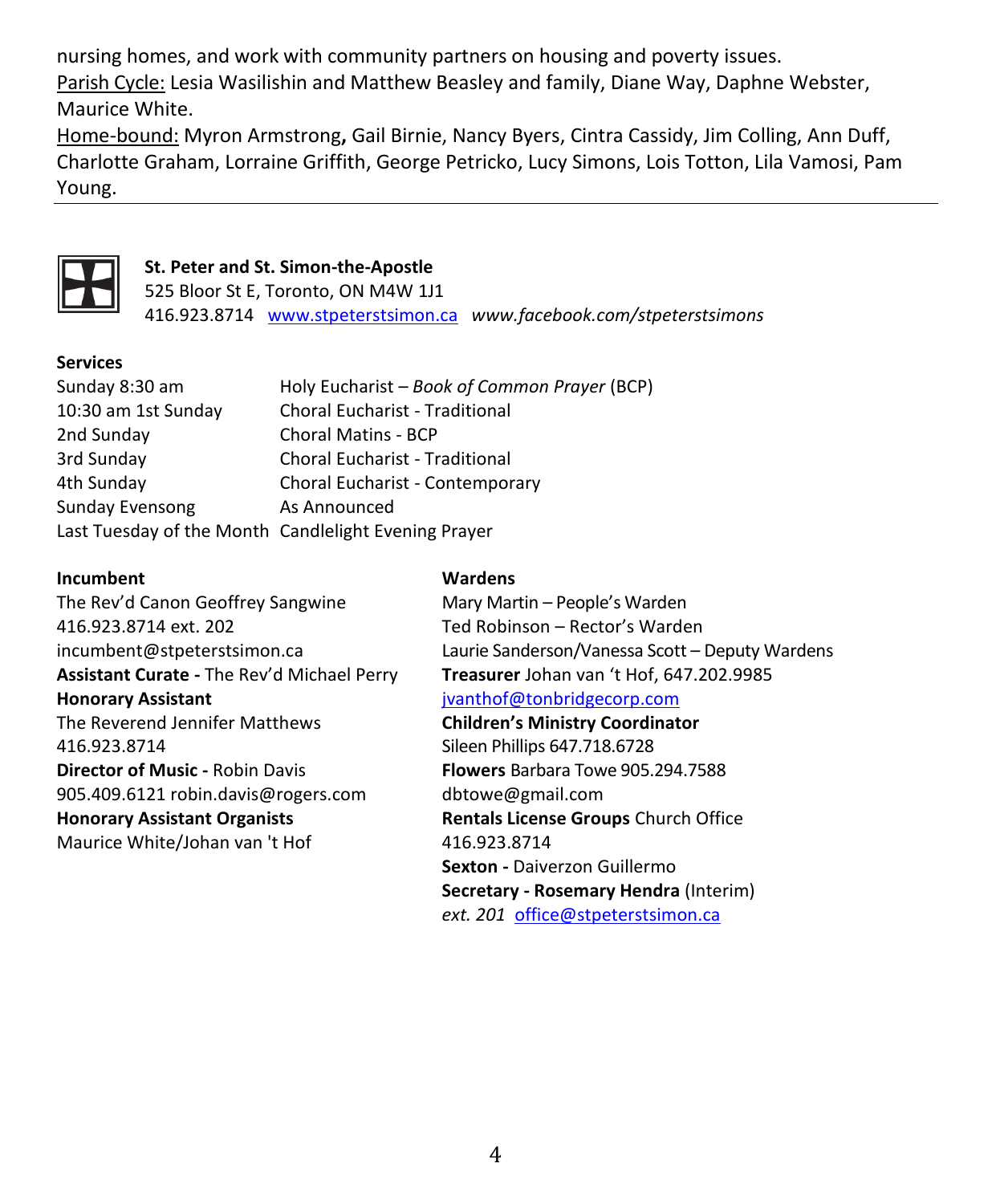nursing homes, and work with community partners on housing and poverty issues.

Parish Cycle: Lesia Wasilishin and Matthew Beasley and family, Diane Way, Daphne Webster, Maurice White.

Home-bound: Myron Armstrong**,** Gail Birnie, Nancy Byers, Cintra Cassidy, Jim Colling, Ann Duff, Charlotte Graham, Lorraine Griffith, George Petricko, Lucy Simons, Lois Totton, Lila Vamosi, Pam Young.

---

**St. Peter and St. Simon-the-Apostle**
525 Bloor St E, Toronto, ON M4W 1J1
416.923.8714 [www.stpeterstsimon.ca](http://www.stpeterstsimon.ca) *www.facebook.com/stpeterstsimons*

**Services**

| | |
|---|---|
| Sunday 8:30 am | Holy Eucharist – *Book of Common Prayer* (BCP) |
| 10:30 am 1st Sunday | Choral Eucharist - Traditional |
| 2nd Sunday | Choral Matins - BCP |
| 3rd Sunday | Choral Eucharist - Traditional |
| 4th Sunday | Choral Eucharist - Contemporary |
| Sunday Evensong | As Announced |
| Last Tuesday of the Month | Candlelight Evening Prayer |

**Incumbent**
The Rev'd Canon Geoffrey Sangwine
416.923.8714 ext. 202
incumbent@stpeterstsimon.ca

**Assistant Curate -** The Rev'd Michael Perry

**Honorary Assistant**
The Reverend Jennifer Matthews
416.923.8714

**Director of Music -** Robin Davis
905.409.6121 robin.davis@rogers.com

**Honorary Assistant Organists**
Maurice White/Johan van 't Hof

**Wardens**
Mary Martin – People's Warden
Ted Robinson – Rector's Warden
Laurie Sanderson/Vanessa Scott – Deputy Wardens

**Treasurer** Johan van 't Hof, 647.202.9985
[jvanthof@tonbridgecorp.com](mailto:jvanthof@tonbridgecorp.com)

**Children's Ministry Coordinator**
Sileen Phillips 647.718.6728

**Flowers** Barbara Towe 905.294.7588
dbtowe@gmail.com

**Rentals License Groups** Church Office
416.923.8714

**Sexton -** Daiverzon Guillermo

**Secretary - Rosemary Hendra** (Interim)
*ext. 201* [office@stpeterstsimon.ca](mailto:office@stpeterstsimon.ca)